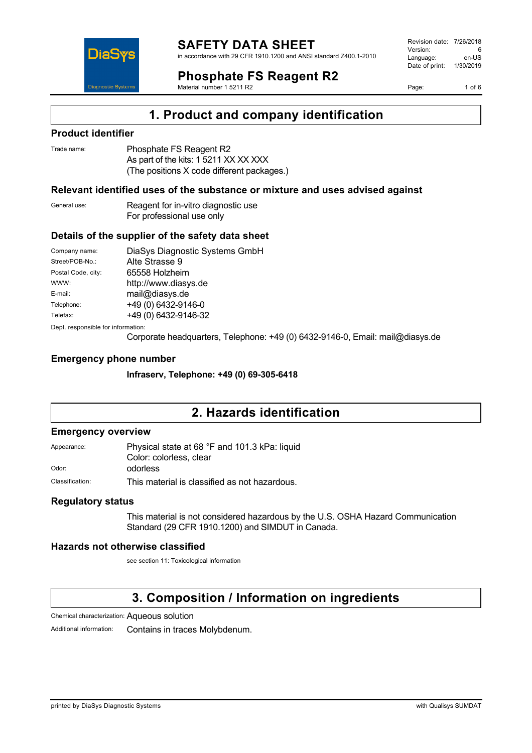# SAFETY DATA SHEET

in accordance with 29 CFR 1910.1200 and ANSI standard Z400.1-2010

Revision date: 7/26/2018
Version: 6
Language: en-US
Date of print: 1/30/2019

# Phosphate FS Reagent R2

Material number 1 5211 R2

## 1. Product and company identification

### Product identifier

Trade name: Phosphate FS Reagent R2
As part of the kits: 1 5211 XX XX XXX
(The positions X code different packages.)

### Relevant identified uses of the substance or mixture and uses advised against

General use: Reagent for in-vitro diagnostic use
For professional use only

### Details of the supplier of the safety data sheet

| | |
|---|---|
| Company name: | DiaSys Diagnostic Systems GmbH |
| Street/POB-No.: | Alte Strasse 9 |
| Postal Code, city: | 65558 Holzheim |
| WWW: | http://www.diasys.de |
| E-mail: | mail@diasys.de |
| Telephone: | +49 (0) 6432-9146-0 |
| Telefax: | +49 (0) 6432-9146-32 |

Dept. responsible for information:
Corporate headquarters, Telephone: +49 (0) 6432-9146-0, Email: mail@diasys.de

### Emergency phone number

**Infraserv, Telephone: +49 (0) 69-305-6418**

## 2. Hazards identification

### Emergency overview

Appearance: Physical state at 68 °F and 101.3 kPa: liquid
Color: colorless, clear

Odor: odorless

Classification: This material is classified as not hazardous.

### Regulatory status

This material is not considered hazardous by the U.S. OSHA Hazard Communication Standard (29 CFR 1910.1200) and SIMDUT in Canada.

### Hazards not otherwise classified

see section 11: Toxicological information

## 3. Composition / Information on ingredients

Chemical characterization: Aqueous solution

Additional information: Contains in traces Molybdenum.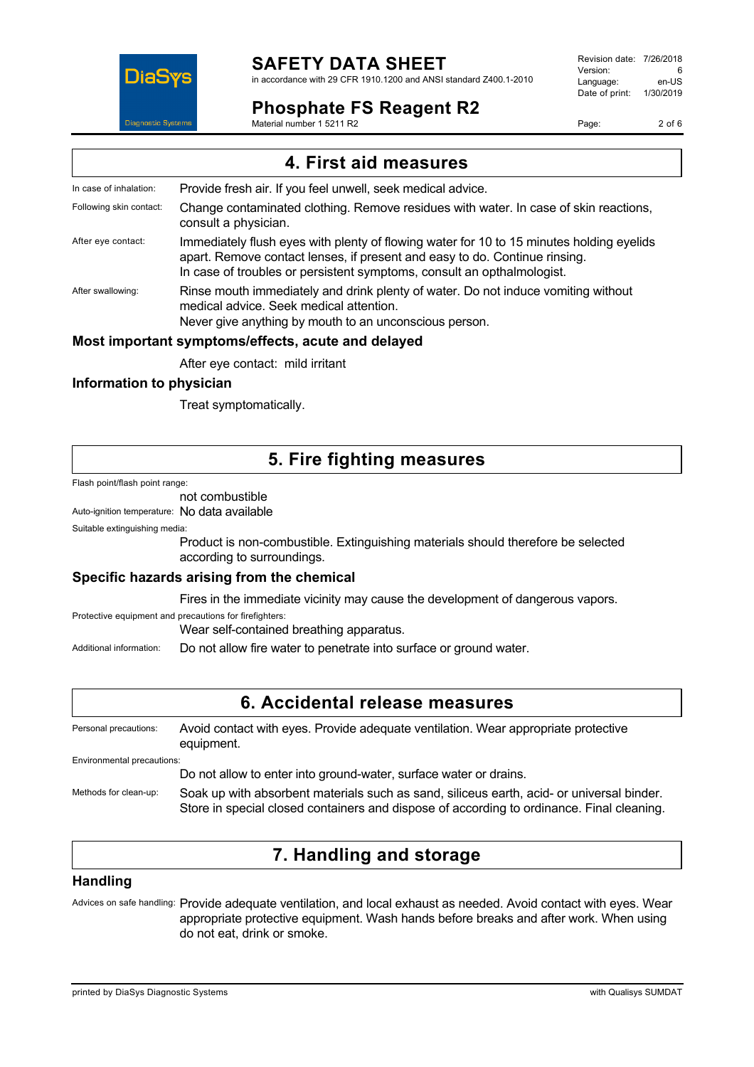## 4. First aid measures

**In case of inhalation:** Provide fresh air. If you feel unwell, seek medical advice.

**Following skin contact:** Change contaminated clothing. Remove residues with water. In case of skin reactions, consult a physician.

**After eye contact:** Immediately flush eyes with plenty of flowing water for 10 to 15 minutes holding eyelids apart. Remove contact lenses, if present and easy to do. Continue rinsing.
In case of troubles or persistent symptoms, consult an opthalmologist.

**After swallowing:** Rinse mouth immediately and drink plenty of water. Do not induce vomiting without medical advice. Seek medical attention.
Never give anything by mouth to an unconscious person.

### Most important symptoms/effects, acute and delayed

After eye contact: mild irritant

### Information to physician

Treat symptomatically.

## 5. Fire fighting measures

**Flash point/flash point range:**
not combustible

**Auto-ignition temperature:** No data available

**Suitable extinguishing media:**
Product is non-combustible. Extinguishing materials should therefore be selected according to surroundings.

### Specific hazards arising from the chemical

Fires in the immediate vicinity may cause the development of dangerous vapors.

**Protective equipment and precautions for firefighters:**
Wear self-contained breathing apparatus.

**Additional information:** Do not allow fire water to penetrate into surface or ground water.

## 6. Accidental release measures

**Personal precautions:** Avoid contact with eyes. Provide adequate ventilation. Wear appropriate protective equipment.

**Environmental precautions:**
Do not allow to enter into ground-water, surface water or drains.

**Methods for clean-up:** Soak up with absorbent materials such as sand, siliceus earth, acid- or universal binder. Store in special closed containers and dispose of according to ordinance. Final cleaning.

## 7. Handling and storage

### Handling

**Advices on safe handling:** Provide adequate ventilation, and local exhaust as needed. Avoid contact with eyes. Wear appropriate protective equipment. Wash hands before breaks and after work. When using do not eat, drink or smoke.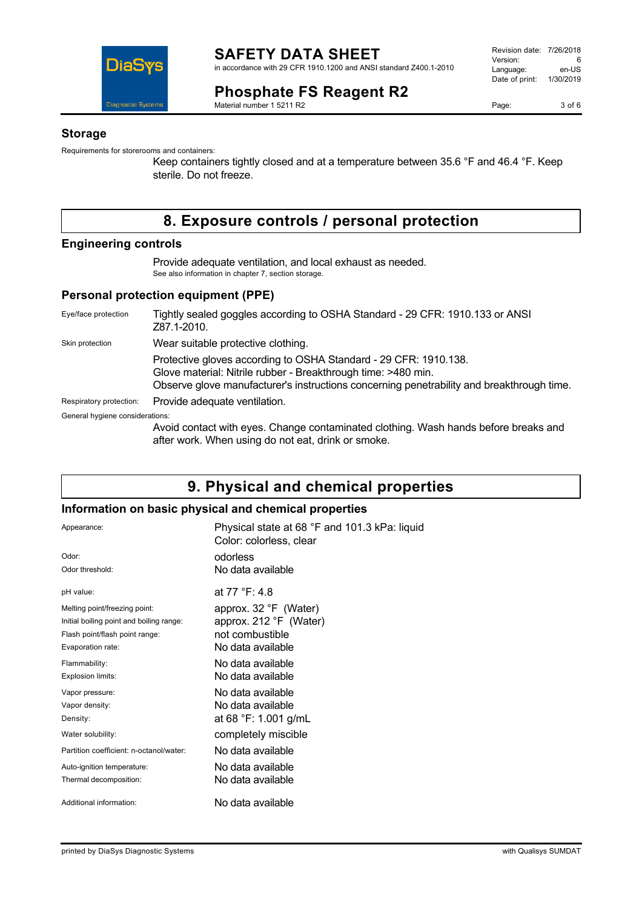## Storage

Requirements for storerooms and containers:

Keep containers tightly closed and at a temperature between 35.6 °F and 46.4 °F. Keep sterile. Do not freeze.

# 8. Exposure controls / personal protection

## Engineering controls

Provide adequate ventilation, and local exhaust as needed.
See also information in chapter 7, section storage.

## Personal protection equipment (PPE)

| | |
|---|---|
| Eye/face protection | Tightly sealed goggles according to OSHA Standard - 29 CFR: 1910.133 or ANSI Z87.1-2010. |
| Skin protection | Wear suitable protective clothing. |
| | Protective gloves according to OSHA Standard - 29 CFR: 1910.138. Glove material: Nitrile rubber - Breakthrough time: >480 min. Observe glove manufacturer's instructions concerning penetrability and breakthrough time. |
| Respiratory protection: | Provide adequate ventilation. |

General hygiene considerations:

Avoid contact with eyes. Change contaminated clothing. Wash hands before breaks and after work. When using do not eat, drink or smoke.

# 9. Physical and chemical properties

## Information on basic physical and chemical properties

| | |
|---|---|
| Appearance: | Physical state at 68 °F and 101.3 kPa: liquid<br>Color: colorless, clear |
| Odor: | odorless |
| Odor threshold: | No data available |
| pH value: | at 77 °F: 4.8 |
| Melting point/freezing point: | approx. 32 °F (Water) |
| Initial boiling point and boiling range: | approx. 212 °F (Water) |
| Flash point/flash point range: | not combustible |
| Evaporation rate: | No data available |
| Flammability: | No data available |
| Explosion limits: | No data available |
| Vapor pressure: | No data available |
| Vapor density: | No data available |
| Density: | at 68 °F: 1.001 g/mL |
| Water solubility: | completely miscible |
| Partition coefficient: n-octanol/water: | No data available |
| Auto-ignition temperature: | No data available |
| Thermal decomposition: | No data available |
| Additional information: | No data available |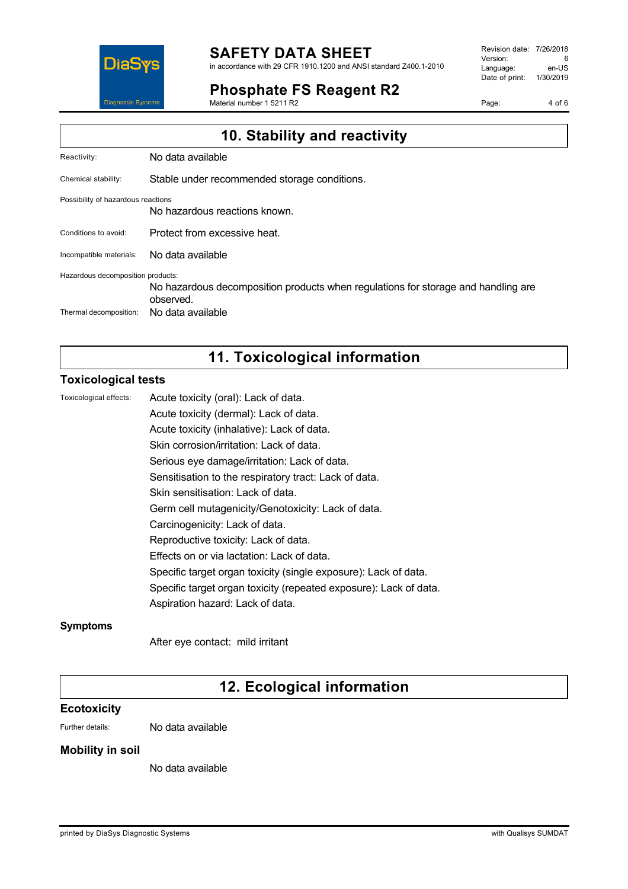## 10. Stability and reactivity

Reactivity: No data available

Chemical stability: Stable under recommended storage conditions.

Possibility of hazardous reactions

No hazardous reactions known.

Conditions to avoid: Protect from excessive heat.

Incompatible materials: No data available

Hazardous decomposition products:

No hazardous decomposition products when regulations for storage and handling are observed.

Thermal decomposition: No data available

## 11. Toxicological information

### Toxicological tests

Toxicological effects:

Acute toxicity (oral): Lack of data.

Acute toxicity (dermal): Lack of data.

Acute toxicity (inhalative): Lack of data.

Skin corrosion/irritation: Lack of data.

Serious eye damage/irritation: Lack of data.

Sensitisation to the respiratory tract: Lack of data.

Skin sensitisation: Lack of data.

Germ cell mutagenicity/Genotoxicity: Lack of data.

Carcinogenicity: Lack of data.

Reproductive toxicity: Lack of data.

Effects on or via lactation: Lack of data.

Specific target organ toxicity (single exposure): Lack of data.

Specific target organ toxicity (repeated exposure): Lack of data.

Aspiration hazard: Lack of data.

### Symptoms

After eye contact: mild irritant

## 12. Ecological information

### Ecotoxicity

Further details: No data available

### Mobility in soil

No data available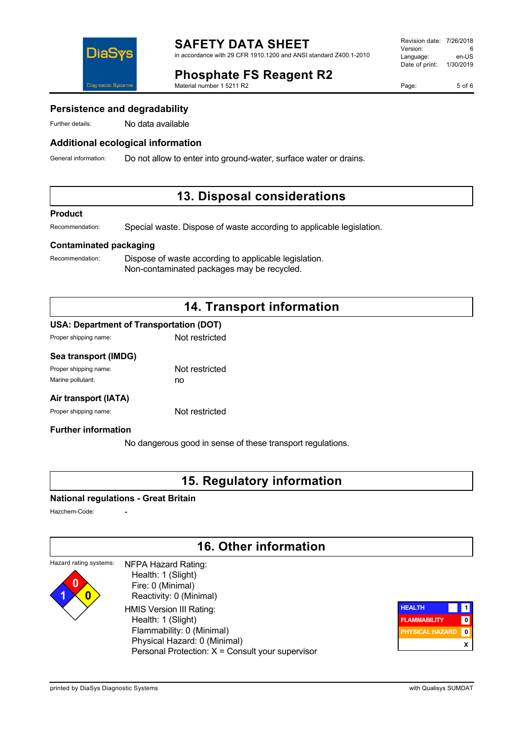### Persistence and degradability

Further details: No data available

### Additional ecological information

General information: Do not allow to enter into ground-water, surface water or drains.

## 13. Disposal considerations

### Product

Recommendation: Special waste. Dispose of waste according to applicable legislation.

### Contaminated packaging

Recommendation: Dispose of waste according to applicable legislation.
Non-contaminated packages may be recycled.

## 14. Transport information

### USA: Department of Transportation (DOT)

Proper shipping name: Not restricted

### Sea transport (IMDG)

Proper shipping name: Not restricted
Marine pollutant: no

### Air transport (IATA)

Proper shipping name: Not restricted

### Further information

No dangerous good in sense of these transport regulations.

## 15. Regulatory information

### National regulations - Great Britain

Hazchem-Code: -

## 16. Other information

Hazard rating systems:

NFPA Hazard Rating:
- Health: 1 (Slight)
- Fire: 0 (Minimal)
- Reactivity: 0 (Minimal)

HMIS Version III Rating:
- Health: 1 (Slight)
- Flammability: 0 (Minimal)
- Physical Hazard: 0 (Minimal)
- Personal Protection: X = Consult your supervisor

| | |
|---|---|
| HEALTH | 1 |
| FLAMMABILITY | 0 |
| PHYSICAL HAZARD | 0 |
| | X |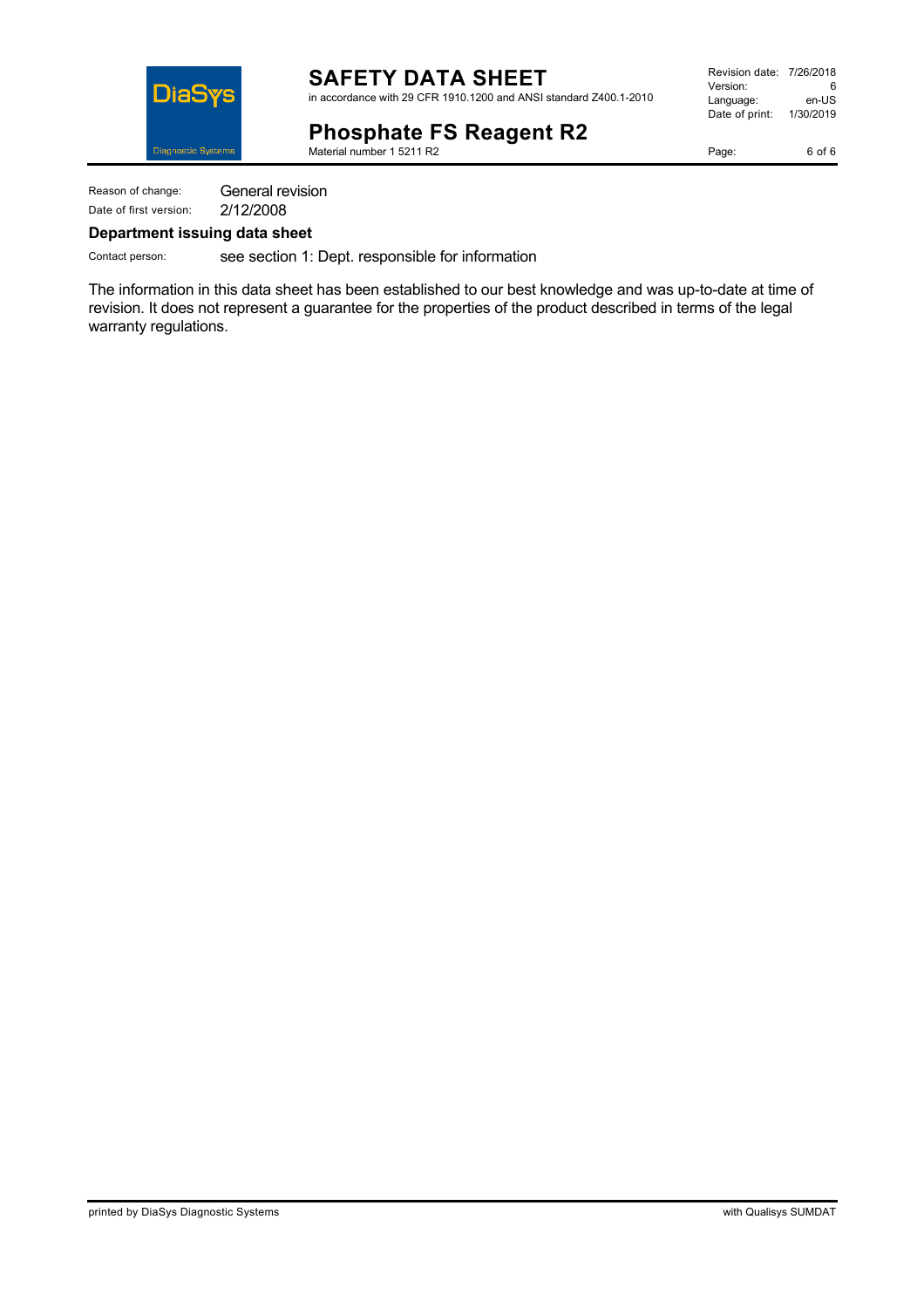Reason of change: General revision

Date of first version: 2/12/2008

**Department issuing data sheet**

Contact person: see section 1: Dept. responsible for information

The information in this data sheet has been established to our best knowledge and was up-to-date at time of revision. It does not represent a guarantee for the properties of the product described in terms of the legal warranty regulations.